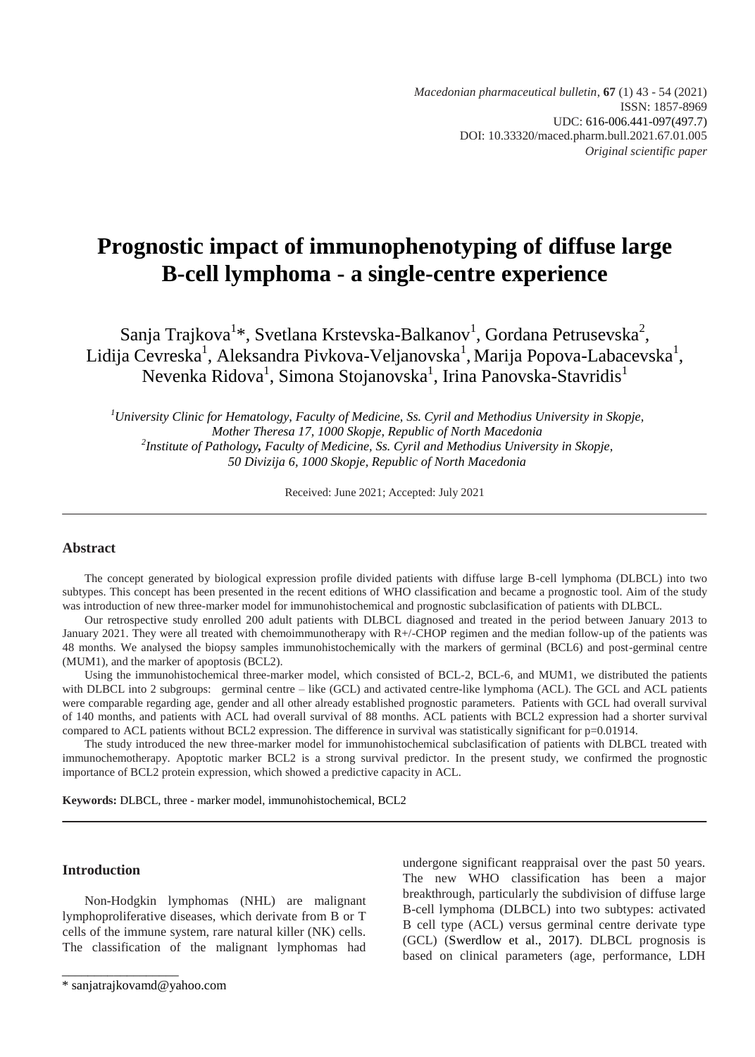*Macedonian pharmaceutical bulletin*, **67** (1) 43 - 54 (2021)
ISSN: 1857-8969
UDC: 616-006.441-097(497.7)
DOI: 10.33320/maced.pharm.bull.2021.67.01.005
*Original scientific paper*

# Prognostic impact of immunophenotyping of diffuse large B-cell lymphoma - a single-centre experience

Sanja Trajkova[1]*, Svetlana Krstevska-Balkanov[1], Gordana Petrusevska[2], Lidija Cevreska[1], Aleksandra Pivkova-Veljanovska[1], Marija Popova-Labacevska[1], Nevenka Ridova[1], Simona Stojanovska[1], Irina Panovska-Stavridis[1]

[1]*University Clinic for Hematology, Faculty of Medicine, Ss. Cyril and Methodius University in Skopje, Mother Theresa 17, 1000 Skopje, Republic of North Macedonia*
[2]*Institute of Pathology, Faculty of Medicine, Ss. Cyril and Methodius University in Skopje, 50 Divizija 6, 1000 Skopje, Republic of North Macedonia*

Received: June 2021; Accepted: July 2021

## Abstract

The concept generated by biological expression profile divided patients with diffuse large B-cell lymphoma (DLBCL) into two subtypes. This concept has been presented in the recent editions of WHO classification and became a prognostic tool. Aim of the study was introduction of new three-marker model for immunohistochemical and prognostic subclasification of patients with DLBCL.

Our retrospective study enrolled 200 adult patients with DLBCL diagnosed and treated in the period between January 2013 to January 2021. They were all treated with chemoimmunotherapy with R+/-CHOP regimen and the median follow-up of the patients was 48 months. We analysed the biopsy samples immunohistochemically with the markers of germinal (BCL6) and post-germinal centre (MUM1), and the marker of apoptosis (BCL2).

Using the immunohistochemical three-marker model, which consisted of BCL-2, BCL-6, and MUM1, we distributed the patients with DLBCL into 2 subgroups: germinal centre – like (GCL) and activated centre-like lymphoma (ACL). The GCL and ACL patients were comparable regarding age, gender and all other already established prognostic parameters. Patients with GCL had overall survival of 140 months, and patients with ACL had overall survival of 88 months. ACL patients with BCL2 expression had a shorter survival compared to ACL patients without BCL2 expression. The difference in survival was statistically significant for p=0.01914.

The study introduced the new three-marker model for immunohistochemical subclasification of patients with DLBCL treated with immunochemotherapy. Apoptotic marker BCL2 is a strong survival predictor. In the present study, we confirmed the prognostic importance of BCL2 protein expression, which showed a predictive capacity in ACL.

**Keywords:** DLBCL, three - marker model, immunohistochemical, BCL2

## Introduction

Non-Hodgkin lymphomas (NHL) are malignant lymphoproliferative diseases, which derivate from B or T cells of the immune system, rare natural killer (NK) cells. The classification of the malignant lymphomas had undergone significant reappraisal over the past 50 years. The new WHO classification has been a major breakthrough, particularly the subdivision of diffuse large B-cell lymphoma (DLBCL) into two subtypes: activated B cell type (ACL) versus germinal centre derivate type (GCL) (Swerdlow et al., 2017). DLBCL prognosis is based on clinical parameters (age, performance, LDH

* sanjatrajkovamd@yahoo.com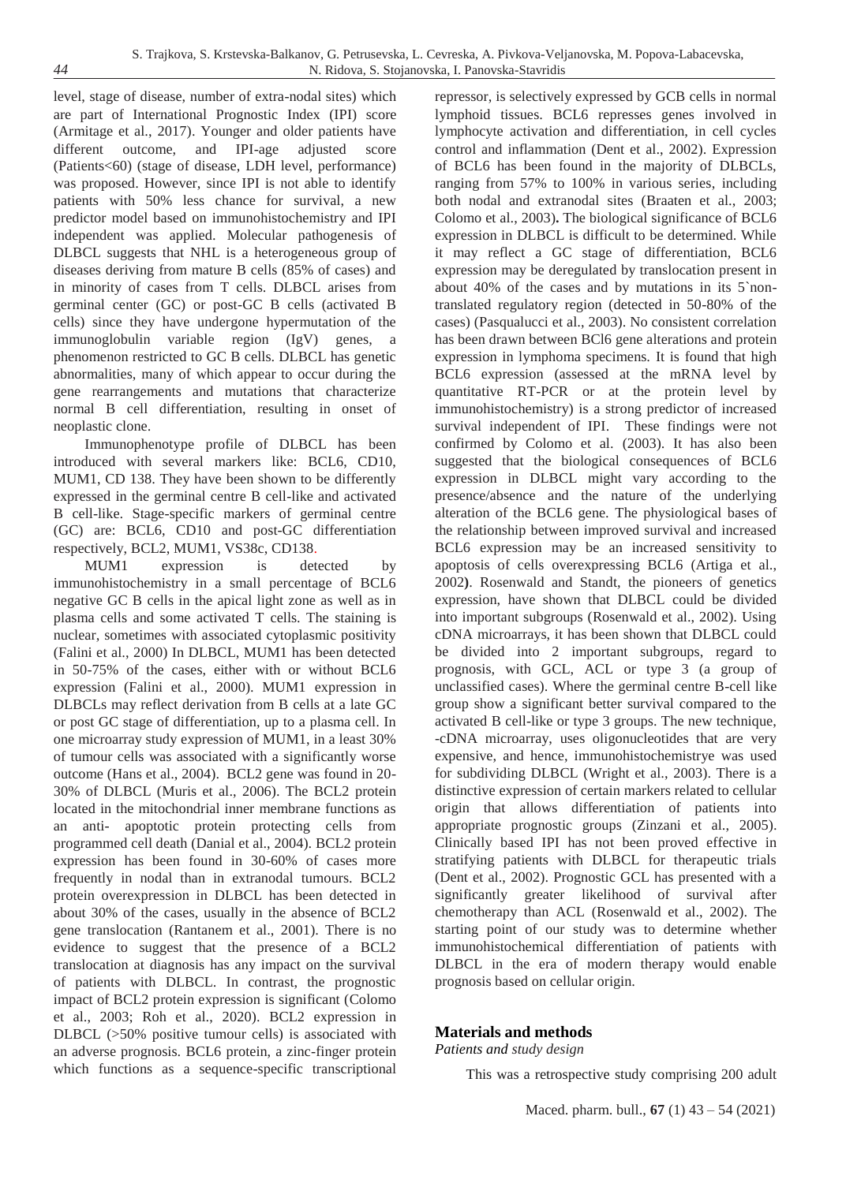level, stage of disease, number of extra-nodal sites) which are part of International Prognostic Index (IPI) score (Armitage et al., 2017). Younger and older patients have different outcome, and IPI-age adjusted score (Patients<60) (stage of disease, LDH level, performance) was proposed. However, since IPI is not able to identify patients with 50% less chance for survival, a new predictor model based on immunohistochemistry and IPI independent was applied. Molecular pathogenesis of DLBCL suggests that NHL is a heterogeneous group of diseases deriving from mature B cells (85% of cases) and in minority of cases from T cells. DLBCL arises from germinal center (GC) or post-GC B cells (activated B cells) since they have undergone hypermutation of the immunoglobulin variable region (IgV) genes, a phenomenon restricted to GC B cells. DLBCL has genetic abnormalities, many of which appear to occur during the gene rearrangements and mutations that characterize normal B cell differentiation, resulting in onset of neoplastic clone.

Immunophenotype profile of DLBCL has been introduced with several markers like: BCL6, CD10, MUM1, CD 138. They have been shown to be differently expressed in the germinal centre B cell-like and activated B cell-like. Stage-specific markers of germinal centre (GC) are: BCL6, CD10 and post-GC differentiation respectively, BCL2, MUM1, VS38c, CD138.

MUM1 expression is detected by immunohistochemistry in a small percentage of BCL6 negative GC B cells in the apical light zone as well as in plasma cells and some activated T cells. The staining is nuclear, sometimes with associated cytoplasmic positivity (Falini et al., 2000) In DLBCL, MUM1 has been detected in 50-75% of the cases, either with or without BCL6 expression (Falini et al., 2000). MUM1 expression in DLBCLs may reflect derivation from B cells at a late GC or post GC stage of differentiation, up to a plasma cell. In one microarray study expression of MUM1, in a least 30% of tumour cells was associated with a significantly worse outcome (Hans et al., 2004). BCL2 gene was found in 20-30% of DLBCL (Muris et al., 2006). The BCL2 protein located in the mitochondrial inner membrane functions as an anti- apoptotic protein protecting cells from programmed cell death (Danial et al., 2004). BCL2 protein expression has been found in 30-60% of cases more frequently in nodal than in extranodal tumours. BCL2 protein overexpression in DLBCL has been detected in about 30% of the cases, usually in the absence of BCL2 gene translocation (Rantanem et al., 2001). There is no evidence to suggest that the presence of a BCL2 translocation at diagnosis has any impact on the survival of patients with DLBCL. In contrast, the prognostic impact of BCL2 protein expression is significant (Colomo et al., 2003; Roh et al., 2020). BCL2 expression in DLBCL (>50% positive tumour cells) is associated with an adverse prognosis. BCL6 protein, a zinc-finger protein which functions as a sequence-specific transcriptional repressor, is selectively expressed by GCB cells in normal lymphoid tissues. BCL6 represses genes involved in lymphocyte activation and differentiation, in cell cycles control and inflammation (Dent et al., 2002). Expression of BCL6 has been found in the majority of DLBCLs, ranging from 57% to 100% in various series, including both nodal and extranodal sites (Braaten et al., 2003; Colomo et al., 2003). The biological significance of BCL6 expression in DLBCL is difficult to be determined. While it may reflect a GC stage of differentiation, BCL6 expression may be deregulated by translocation present in about 40% of the cases and by mutations in its 5`non-translated regulatory region (detected in 50-80% of the cases) (Pasqualucci et al., 2003). No consistent correlation has been drawn between BCl6 gene alterations and protein expression in lymphoma specimens. It is found that high BCL6 expression (assessed at the mRNA level by quantitative RT-PCR or at the protein level by immunohistochemistry) is a strong predictor of increased survival independent of IPI. These findings were not confirmed by Colomo et al. (2003). It has also been suggested that the biological consequences of BCL6 expression in DLBCL might vary according to the presence/absence and the nature of the underlying alteration of the BCL6 gene. The physiological bases of the relationship between improved survival and increased BCL6 expression may be an increased sensitivity to apoptosis of cells overexpressing BCL6 (Artiga et al., 2002). Rosenwald and Standt, the pioneers of genetics expression, have shown that DLBCL could be divided into important subgroups (Rosenwald et al., 2002). Using cDNA microarrays, it has been shown that DLBCL could be divided into 2 important subgroups, regard to prognosis, with GCL, ACL or type 3 (a group of unclassified cases). Where the germinal centre B-cell like group show a significant better survival compared to the activated B cell-like or type 3 groups. The new technique, -cDNA microarray, uses oligonucleotides that are very expensive, and hence, immunohistochemistrye was used for subdividing DLBCL (Wright et al., 2003). There is a distinctive expression of certain markers related to cellular origin that allows differentiation of patients into appropriate prognostic groups (Zinzani et al., 2005). Clinically based IPI has not been proved effective in stratifying patients with DLBCL for therapeutic trials (Dent et al., 2002). Prognostic GCL has presented with a significantly greater likelihood of survival after chemotherapy than ACL (Rosenwald et al., 2002). The starting point of our study was to determine whether immunohistochemical differentiation of patients with DLBCL in the era of modern therapy would enable prognosis based on cellular origin.

## Materials and methods

*Patients and study design*

This was a retrospective study comprising 200 adult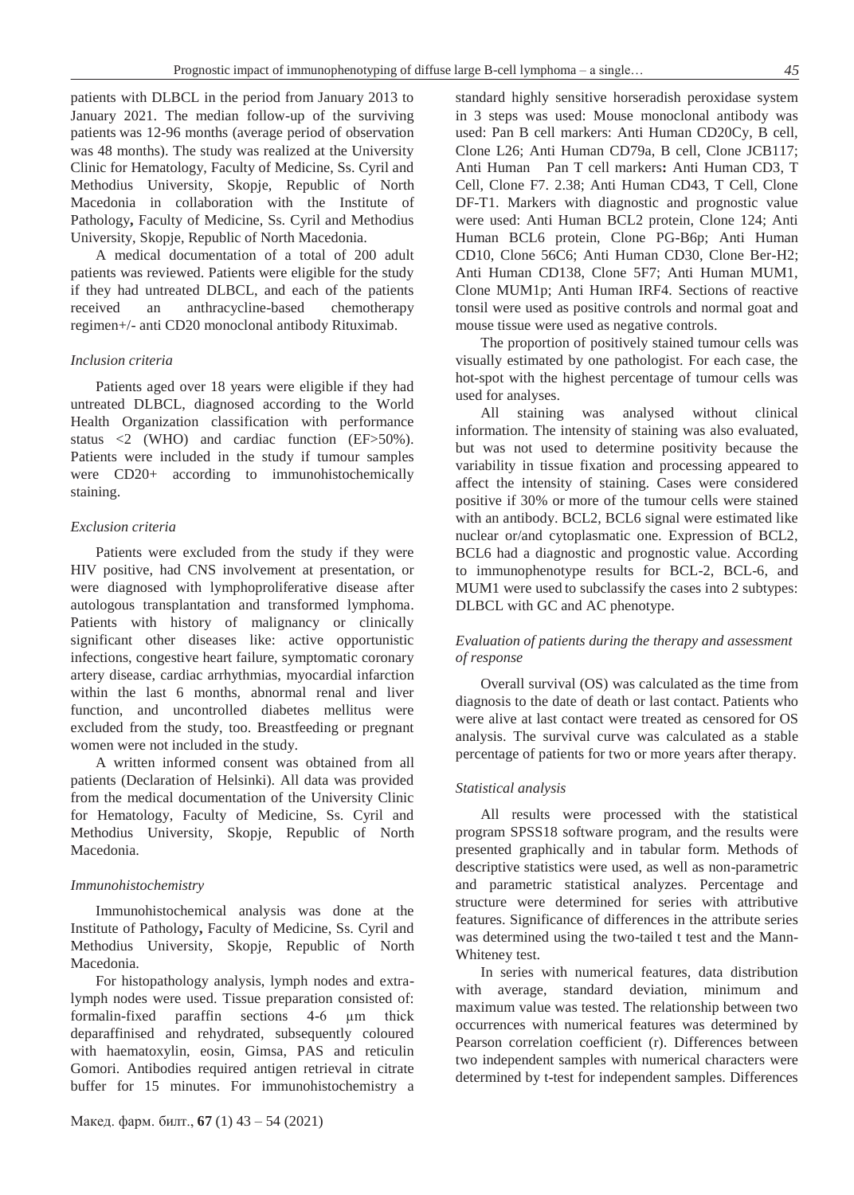patients with DLBCL in the period from January 2013 to January 2021. The median follow-up of the surviving patients was 12-96 months (average period of observation was 48 months). The study was realized at the University Clinic for Hematology, Faculty of Medicine, Ss. Cyril and Methodius University, Skopje, Republic of North Macedonia in collaboration with the Institute of Pathology, Faculty of Medicine, Ss. Cyril and Methodius University, Skopje, Republic of North Macedonia.

A medical documentation of a total of 200 adult patients was reviewed. Patients were eligible for the study if they had untreated DLBCL, and each of the patients received an anthracycline-based chemotherapy regimen+/- anti CD20 monoclonal antibody Rituximab.

*Inclusion criteria*

Patients aged over 18 years were eligible if they had untreated DLBCL, diagnosed according to the World Health Organization classification with performance status <2 (WHO) and cardiac function (EF>50%). Patients were included in the study if tumour samples were CD20+ according to immunohistochemically staining.

*Exclusion criteria*

Patients were excluded from the study if they were HIV positive, had CNS involvement at presentation, or were diagnosed with lymphoproliferative disease after autologous transplantation and transformed lymphoma. Patients with history of malignancy or clinically significant other diseases like: active opportunistic infections, congestive heart failure, symptomatic coronary artery disease, cardiac arrhythmias, myocardial infarction within the last 6 months, abnormal renal and liver function, and uncontrolled diabetes mellitus were excluded from the study, too. Breastfeeding or pregnant women were not included in the study.

A written informed consent was obtained from all patients (Declaration of Helsinki). All data was provided from the medical documentation of the University Clinic for Hematology, Faculty of Medicine, Ss. Cyril and Methodius University, Skopje, Republic of North Macedonia.

*Immunohistochemistry*

Immunohistochemical analysis was done at the Institute of Pathology, Faculty of Medicine, Ss. Cyril and Methodius University, Skopje, Republic of North Macedonia.

For histopathology analysis, lymph nodes and extra-lymph nodes were used. Tissue preparation consisted of: formalin-fixed paraffin sections 4-6 μm thick deparaffinised and rehydrated, subsequently coloured with haematoxylin, eosin, Gimsa, PAS and reticulin Gomori. Antibodies required antigen retrieval in citrate buffer for 15 minutes. For immunohistochemistry a standard highly sensitive horseradish peroxidase system in 3 steps was used: Mouse monoclonal antibody was used: Pan B cell markers: Anti Human CD20Cy, B cell, Clone L26; Anti Human CD79a, B cell, Clone JCB117; Anti Human Pan T cell markers**:** Anti Human CD3, T Cell, Clone F7. 2.38; Anti Human CD43, T Cell, Clone DF-T1. Markers with diagnostic and prognostic value were used: Anti Human BCL2 protein, Clone 124; Anti Human BCL6 protein, Clone PG-B6p; Anti Human CD10, Clone 56C6; Anti Human CD30, Clone Ber-H2; Anti Human CD138, Clone 5F7; Anti Human MUM1, Clone MUM1p; Anti Human IRF4. Sections of reactive tonsil were used as positive controls and normal goat and mouse tissue were used as negative controls.

The proportion of positively stained tumour cells was visually estimated by one pathologist. For each case, the hot-spot with the highest percentage of tumour cells was used for analyses.

All staining was analysed without clinical information. The intensity of staining was also evaluated, but was not used to determine positivity because the variability in tissue fixation and processing appeared to affect the intensity of staining. Cases were considered positive if 30% or more of the tumour cells were stained with an antibody. BCL2, BCL6 signal were estimated like nuclear or/and cytoplasmatic one. Expression of BCL2, BCL6 had a diagnostic and prognostic value. According to immunophenotype results for BCL-2, BCL-6, and MUM1 were used to subclassify the cases into 2 subtypes: DLBCL with GC and AC phenotype.

*Evaluation of patients during the therapy and assessment of response*

Overall survival (OS) was calculated as the time from diagnosis to the date of death or last contact. Patients who were alive at last contact were treated as censored for OS analysis. The survival curve was calculated as a stable percentage of patients for two or more years after therapy.

*Statistical analysis*

All results were processed with the statistical program SPSS18 software program, and the results were presented graphically and in tabular form. Methods of descriptive statistics were used, as well as non-parametric and parametric statistical analyzes. Percentage and structure were determined for series with attributive features. Significance of differences in the attribute series was determined using the two-tailed t test and the Mann-Whiteney test.

In series with numerical features, data distribution with average, standard deviation, minimum and maximum value was tested. The relationship between two occurrences with numerical features was determined by Pearson correlation coefficient (r). Differences between two independent samples with numerical characters were determined by t-test for independent samples. Differences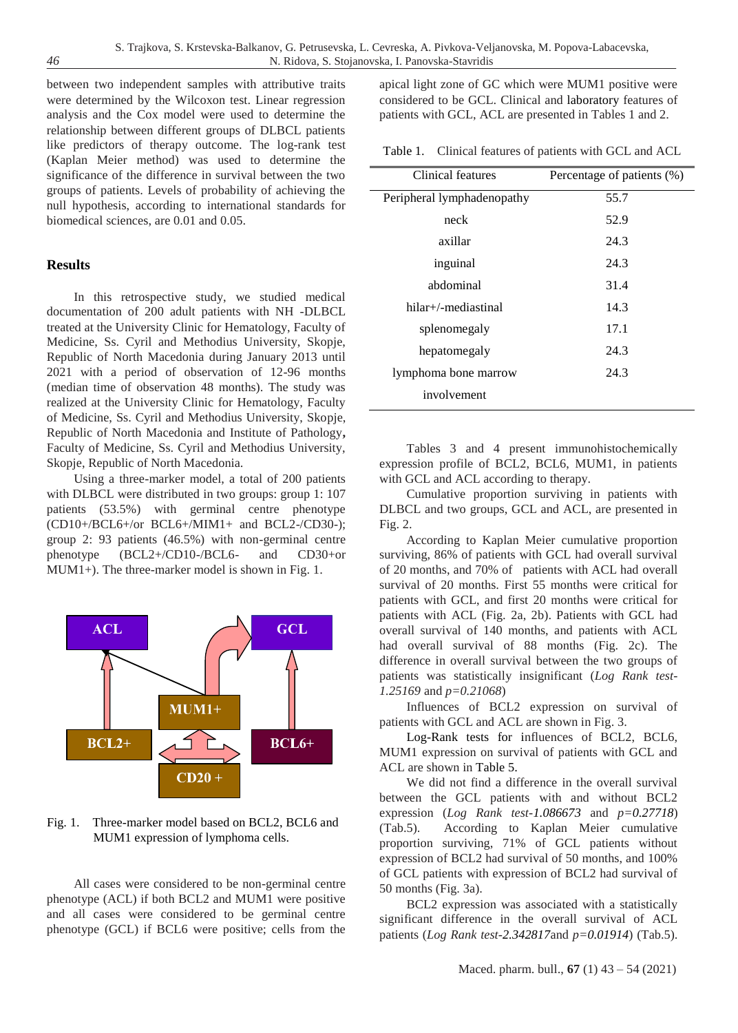between two independent samples with attributive traits were determined by the Wilcoxon test. Linear regression analysis and the Cox model were used to determine the relationship between different groups of DLBCL patients like predictors of therapy outcome. The log-rank test (Kaplan Meier method) was used to determine the significance of the difference in survival between the two groups of patients. Levels of probability of achieving the null hypothesis, according to international standards for biomedical sciences, are 0.01 and 0.05.

## Results

In this retrospective study, we studied medical documentation of 200 adult patients with NH -DLBCL treated at the University Clinic for Hematology, Faculty of Medicine, Ss. Cyril and Methodius University, Skopje, Republic of North Macedonia during January 2013 until 2021 with a period of observation of 12-96 months (median time of observation 48 months). The study was realized at the University Clinic for Hematology, Faculty of Medicine, Ss. Cyril and Methodius University, Skopje, Republic of North Macedonia and Institute of Pathology**,** Faculty of Medicine, Ss. Cyril and Methodius University, Skopje, Republic of North Macedonia.

Using a three-marker model, a total of 200 patients with DLBCL were distributed in two groups: group 1: 107 patients (53.5%) with germinal centre phenotype (CD10+/BCL6+/or BCL6+/MIM1+ and BCL2-/CD30-); group 2: 93 patients (46.5%) with non-germinal centre phenotype (BCL2+/CD10-/BCL6- and CD30+or MUM1+). The three-marker model is shown in Fig. 1.

Fig. 1. Three-marker model based on BCL2, BCL6 and MUM1 expression of lymphoma cells.

All cases were considered to be non-germinal centre phenotype (ACL) if both BCL2 and MUM1 were positive and all cases were considered to be germinal centre phenotype (GCL) if BCL6 were positive; cells from the apical light zone of GC which were MUM1 positive were considered to be GCL. Clinical and laboratory features of patients with GCL, ACL are presented in Tables 1 and 2.

Table 1. Clinical features of patients with GCL and ACL

| Clinical features | Percentage of patients (%) |
|---|---|
| Peripheral lymphadenopathy | 55.7 |
| neck | 52.9 |
| axillar | 24.3 |
| inguinal | 24.3 |
| abdominal | 31.4 |
| hilar+/-mediastinal | 14.3 |
| splenomegaly | 17.1 |
| hepatomegaly | 24.3 |
| lymphoma bone marrow involvement | 24.3 |

Tables 3 and 4 present immunohistochemically expression profile of BCL2, BCL6, MUM1, in patients with GCL and ACL according to therapy.

Cumulative proportion surviving in patients with DLBCL and two groups, GCL and ACL, are presented in Fig. 2.

According to Kaplan Meier cumulative proportion surviving, 86% of patients with GCL had overall survival of 20 months, and 70% of patients with ACL had overall survival of 20 months. First 55 months were critical for patients with GCL, and first 20 months were critical for patients with ACL (Fig. 2a, 2b). Patients with GCL had overall survival of 140 months, and patients with ACL had overall survival of 88 months (Fig. 2c). The difference in overall survival between the two groups of patients was statistically insignificant (*Log Rank test-1.25169* and *p=0.21068*)

Influences of BCL2 expression on survival of patients with GCL and ACL are shown in Fig. 3.

Log-Rank tests for influences of BCL2, BCL6, MUM1 expression on survival of patients with GCL and ACL are shown in Table 5.

We did not find a difference in the overall survival between the GCL patients with and without BCL2 expression (*Log Rank test-1.086673* and *p=0.27718*) (Tab.5). According to Kaplan Meier cumulative proportion surviving, 71% of GCL patients without expression of BCL2 had survival of 50 months, and 100% of GCL patients with expression of BCL2 had survival of 50 months (Fig. 3a).

BCL2 expression was associated with a statistically significant difference in the overall survival of ACL patients (*Log Rank test-2.342817*and *p=0.01914*) (Tab.5).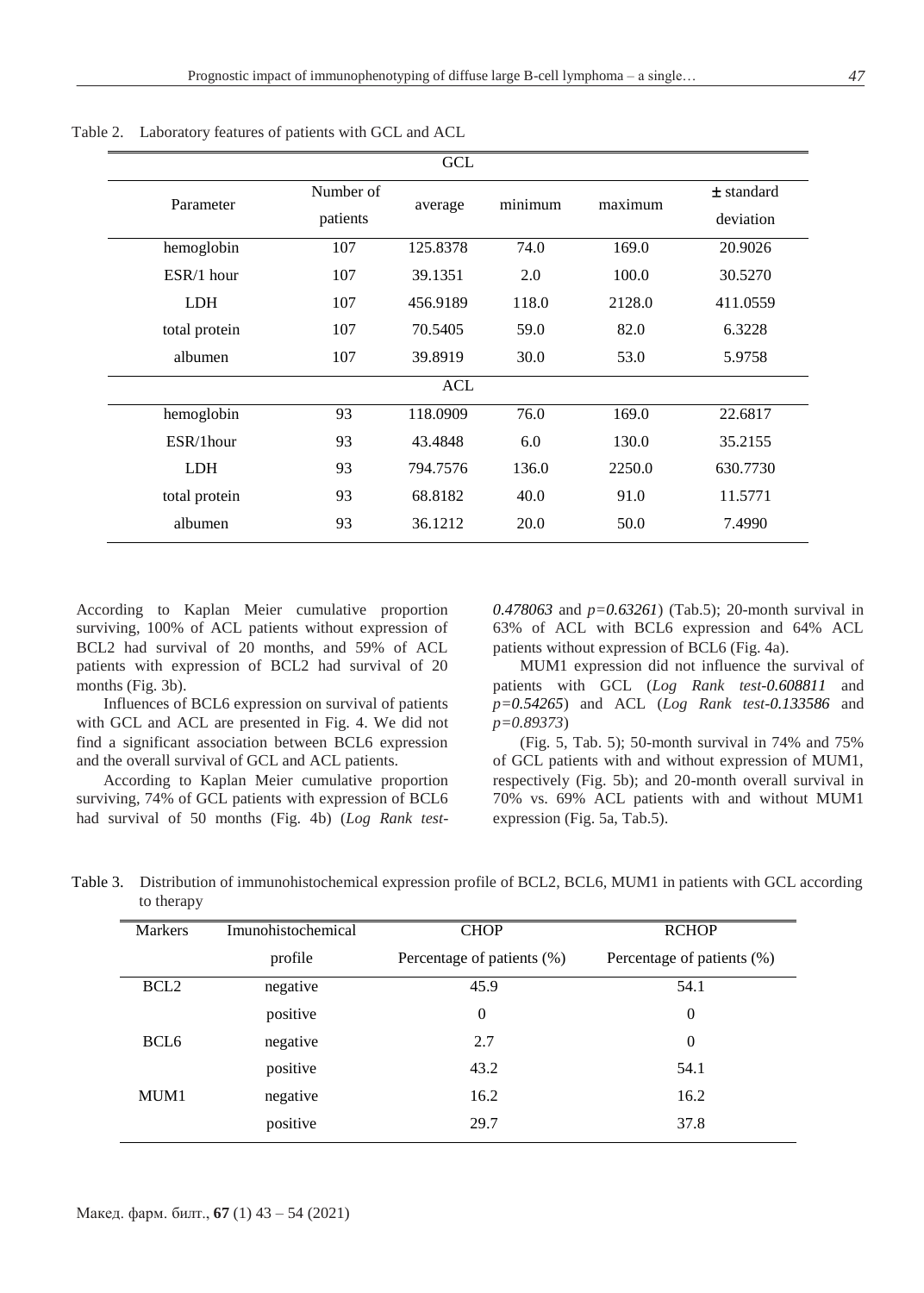Table 2. Laboratory features of patients with GCL and ACL

| Parameter | Number of patients | average | minimum | maximum | ± standard deviation |
|---|---|---|---|---|---|
| **GCL** | | | | | |
| hemoglobin | 107 | 125.8378 | 74.0 | 169.0 | 20.9026 |
| ESR/1 hour | 107 | 39.1351 | 2.0 | 100.0 | 30.5270 |
| LDH | 107 | 456.9189 | 118.0 | 2128.0 | 411.0559 |
| total protein | 107 | 70.5405 | 59.0 | 82.0 | 6.3228 |
| albumen | 107 | 39.8919 | 30.0 | 53.0 | 5.9758 |
| **ACL** | | | | | |
| hemoglobin | 93 | 118.0909 | 76.0 | 169.0 | 22.6817 |
| ESR/1hour | 93 | 43.4848 | 6.0 | 130.0 | 35.2155 |
| LDH | 93 | 794.7576 | 136.0 | 2250.0 | 630.7730 |
| total protein | 93 | 68.8182 | 40.0 | 91.0 | 11.5771 |
| albumen | 93 | 36.1212 | 20.0 | 50.0 | 7.4990 |

According to Kaplan Meier cumulative proportion surviving, 100% of ACL patients without expression of BCL2 had survival of 20 months, and 59% of ACL patients with expression of BCL2 had survival of 20 months (Fig. 3b).

Influences of BCL6 expression on survival of patients with GCL and ACL are presented in Fig. 4. We did not find a significant association between BCL6 expression and the overall survival of GCL and ACL patients.

According to Kaplan Meier cumulative proportion surviving, 74% of GCL patients with expression of BCL6 had survival of 50 months (Fig. 4b) (*Log Rank test-0.478063* and *p=0.63261*) (Tab.5); 20-month survival in 63% of ACL with BCL6 expression and 64% ACL patients without expression of BCL6 (Fig. 4a).

MUM1 expression did not influence the survival of patients with GCL (*Log Rank test-0.608811* and *p=0.54265*) and ACL (*Log Rank test-0.133586* and *p=0.89373*)

(Fig. 5, Tab. 5); 50-month survival in 74% and 75% of GCL patients with and without expression of MUM1, respectively (Fig. 5b); and 20-month overall survival in 70% vs. 69% ACL patients with and without MUM1 expression (Fig. 5a, Tab.5).

Table 3. Distribution of immunohistochemical expression profile of BCL2, BCL6, MUM1 in patients with GCL according to therapy

| Markers | Imunohistochemical profile | CHOP Percentage of patients (%) | RCHOP Percentage of patients (%) |
|---|---|---|---|
| BCL2 | negative | 45.9 | 54.1 |
| | positive | 0 | 0 |
| BCL6 | negative | 2.7 | 0 |
| | positive | 43.2 | 54.1 |
| MUM1 | negative | 16.2 | 16.2 |
| | positive | 29.7 | 37.8 |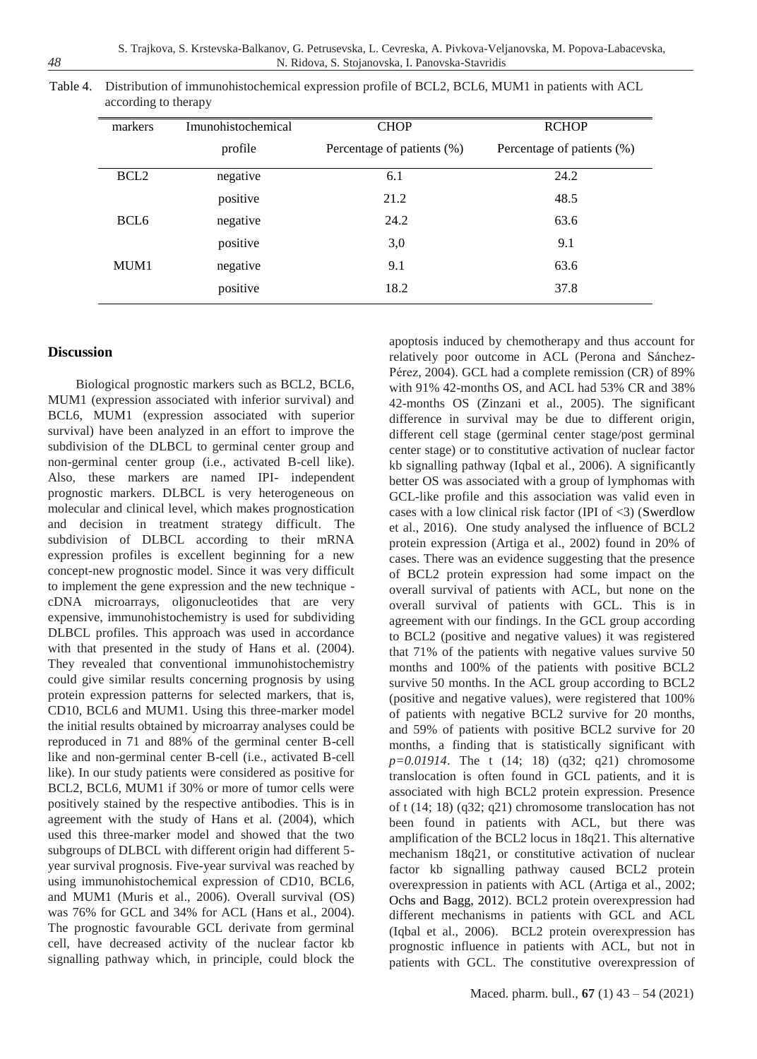Table 4. Distribution of immunohistochemical expression profile of BCL2, BCL6, MUM1 in patients with ACL according to therapy

| markers | Imunohistochemical profile | CHOP Percentage of patients (%) | RCHOP Percentage of patients (%) |
|---|---|---|---|
| BCL2 | negative | 6.1 | 24.2 |
| | positive | 21.2 | 48.5 |
| BCL6 | negative | 24.2 | 63.6 |
| | positive | 3,0 | 9.1 |
| MUM1 | negative | 9.1 | 63.6 |
| | positive | 18.2 | 37.8 |

## Discussion

Biological prognostic markers such as BCL2, BCL6, MUM1 (expression associated with inferior survival) and BCL6, MUM1 (expression associated with superior survival) have been analyzed in an effort to improve the subdivision of the DLBCL to germinal center group and non-germinal center group (i.e., activated B-cell like). Also, these markers are named IPI- independent prognostic markers. DLBCL is very heterogeneous on molecular and clinical level, which makes prognostication and decision in treatment strategy difficult. The subdivision of DLBCL according to their mRNA expression profiles is excellent beginning for a new concept-new prognostic model. Since it was very difficult to implement the gene expression and the new technique - cDNA microarrays, oligonucleotides that are very expensive, immunohistochemistry is used for subdividing DLBCL profiles. This approach was used in accordance with that presented in the study of Hans et al. (2004). They revealed that conventional immunohistochemistry could give similar results concerning prognosis by using protein expression patterns for selected markers, that is, CD10, BCL6 and MUM1. Using this three-marker model the initial results obtained by microarray analyses could be reproduced in 71 and 88% of the germinal center B-cell like and non-germinal center B-cell (i.e., activated B-cell like). In our study patients were considered as positive for BCL2, BCL6, MUM1 if 30% or more of tumor cells were positively stained by the respective antibodies. This is in agreement with the study of Hans et al. (2004), which used this three-marker model and showed that the two subgroups of DLBCL with different origin had different 5-year survival prognosis. Five-year survival was reached by using immunohistochemical expression of CD10, BCL6, and MUM1 (Muris et al., 2006). Overall survival (OS) was 76% for GCL and 34% for ACL (Hans et al., 2004). The prognostic favourable GCL derivate from germinal cell, have decreased activity of the nuclear factor kb signalling pathway which, in principle, could block the apoptosis induced by chemotherapy and thus account for relatively poor outcome in ACL (Perona and Sánchez-Pérez, 2004). GCL had a complete remission (CR) of 89% with 91% 42-months OS, and ACL had 53% CR and 38% 42-months OS (Zinzani et al., 2005). The significant difference in survival may be due to different origin, different cell stage (germinal center stage/post germinal center stage) or to constitutive activation of nuclear factor kb signalling pathway (Iqbal et al., 2006). A significantly better OS was associated with a group of lymphomas with GCL-like profile and this association was valid even in cases with a low clinical risk factor (IPI of <3) (Swerdlow et al., 2016). One study analysed the influence of BCL2 protein expression (Artiga et al., 2002) found in 20% of cases. There was an evidence suggesting that the presence of BCL2 protein expression had some impact on the overall survival of patients with ACL, but none on the overall survival of patients with GCL. This is in agreement with our findings. In the GCL group according to BCL2 (positive and negative values) it was registered that 71% of the patients with negative values survive 50 months and 100% of the patients with positive BCL2 survive 50 months. In the ACL group according to BCL2 (positive and negative values), were registered that 100% of patients with negative BCL2 survive for 20 months, and 59% of patients with positive BCL2 survive for 20 months, a finding that is statistically significant with *p=0.01914*. The t (14; 18) (q32; q21) chromosome translocation is often found in GCL patients, and it is associated with high BCL2 protein expression. Presence of t (14; 18) (q32; q21) chromosome translocation has not been found in patients with ACL, but there was amplification of the BCL2 locus in 18q21. This alternative mechanism 18q21, or constitutive activation of nuclear factor kb signalling pathway caused BCL2 protein overexpression in patients with ACL (Artiga et al., 2002; Ochs and Bagg, 2012). BCL2 protein overexpression had different mechanisms in patients with GCL and ACL (Iqbal et al., 2006). BCL2 protein overexpression has prognostic influence in patients with ACL, but not in patients with GCL. The constitutive overexpression of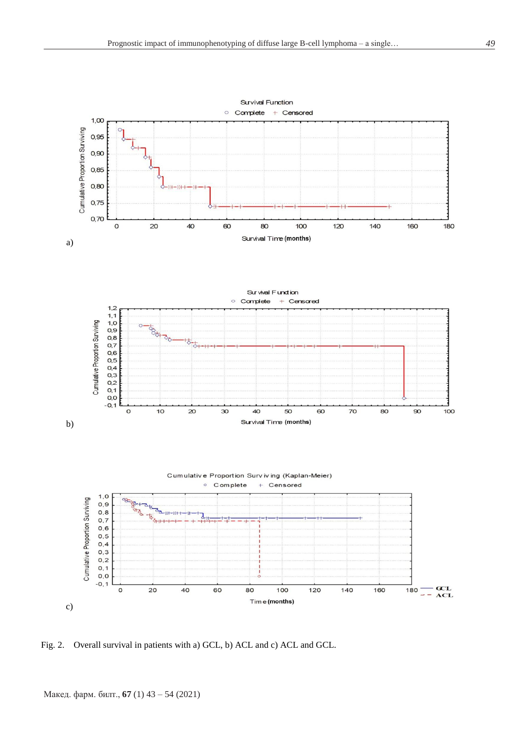a)

b)

c)

Fig. 2. Overall survival in patients with a) GCL, b) ACL and c) ACL and GCL.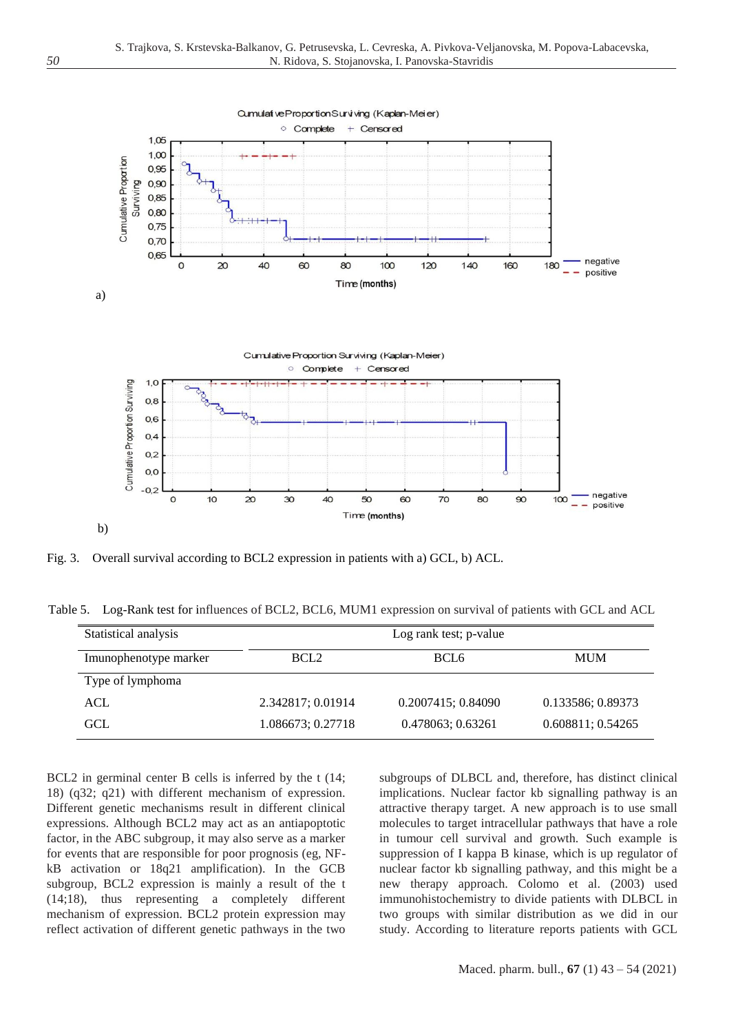Fig. 3. Overall survival according to BCL2 expression in patients with a) GCL, b) ACL.

Table 5. Log-Rank test for influences of BCL2, BCL6, MUM1 expression on survival of patients with GCL and ACL

| Statistical analysis | Log rank test; p-value | | |
|---|---|---|---|
| Imunophenotype marker | BCL2 | BCL6 | MUM |
| Type of lymphoma | | | |
| ACL | 2.342817; 0.01914 | 0.2007415; 0.84090 | 0.133586; 0.89373 |
| GCL | 1.086673; 0.27718 | 0.478063; 0.63261 | 0.608811; 0.54265 |

BCL2 in germinal center B cells is inferred by the t (14; 18) (q32; q21) with different mechanism of expression. Different genetic mechanisms result in different clinical expressions. Although BCL2 may act as an antiapoptotic factor, in the ABC subgroup, it may also serve as a marker for events that are responsible for poor prognosis (eg, NF-kB activation or 18q21 amplification). In the GCB subgroup, BCL2 expression is mainly a result of the t (14;18), thus representing a completely different mechanism of expression. BCL2 protein expression may reflect activation of different genetic pathways in the two subgroups of DLBCL and, therefore, has distinct clinical implications. Nuclear factor kb signalling pathway is an attractive therapy target. A new approach is to use small molecules to target intracellular pathways that have a role in tumour cell survival and growth. Such example is suppression of I kappa B kinase, which is up regulator of nuclear factor kb signalling pathway, and this might be a new therapy approach. Colomo et al. (2003) used immunohistochemistry to divide patients with DLBCL in two groups with similar distribution as we did in our study. According to literature reports patients with GCL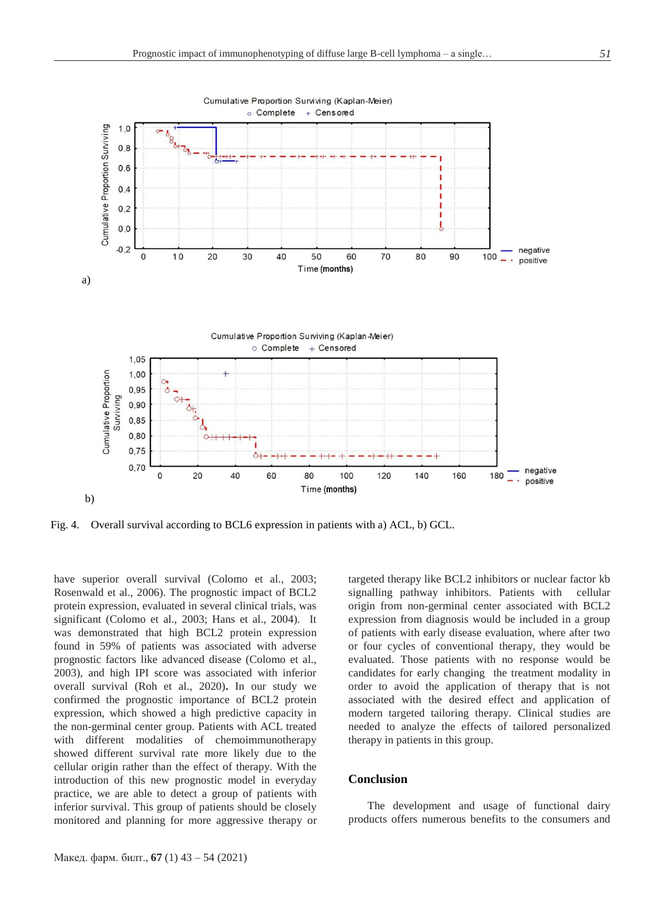Fig. 4. Overall survival according to BCL6 expression in patients with a) ACL, b) GCL.

have superior overall survival (Colomo et al., 2003; Rosenwald et al., 2006). The prognostic impact of BCL2 protein expression, evaluated in several clinical trials, was significant (Colomo et al., 2003; Hans et al., 2004). It was demonstrated that high BCL2 protein expression found in 59% of patients was associated with adverse prognostic factors like advanced disease (Colomo et al., 2003), and high IPI score was associated with inferior overall survival (Roh et al., 2020). In our study we confirmed the prognostic importance of BCL2 protein expression, which showed a high predictive capacity in the non-germinal center group. Patients with ACL treated with different modalities of chemoimmunotherapy showed different survival rate more likely due to the cellular origin rather than the effect of therapy. With the introduction of this new prognostic model in everyday practice, we are able to detect a group of patients with inferior survival. This group of patients should be closely monitored and planning for more aggressive therapy or targeted therapy like BCL2 inhibitors or nuclear factor kb signalling pathway inhibitors. Patients with cellular origin from non-germinal center associated with BCL2 expression from diagnosis would be included in a group of patients with early disease evaluation, where after two or four cycles of conventional therapy, they would be evaluated. Those patients with no response would be candidates for early changing the treatment modality in order to avoid the application of therapy that is not associated with the desired effect and application of modern targeted tailoring therapy. Clinical studies are needed to analyze the effects of tailored personalized therapy in patients in this group.

## Conclusion

The development and usage of functional dairy products offers numerous benefits to the consumers and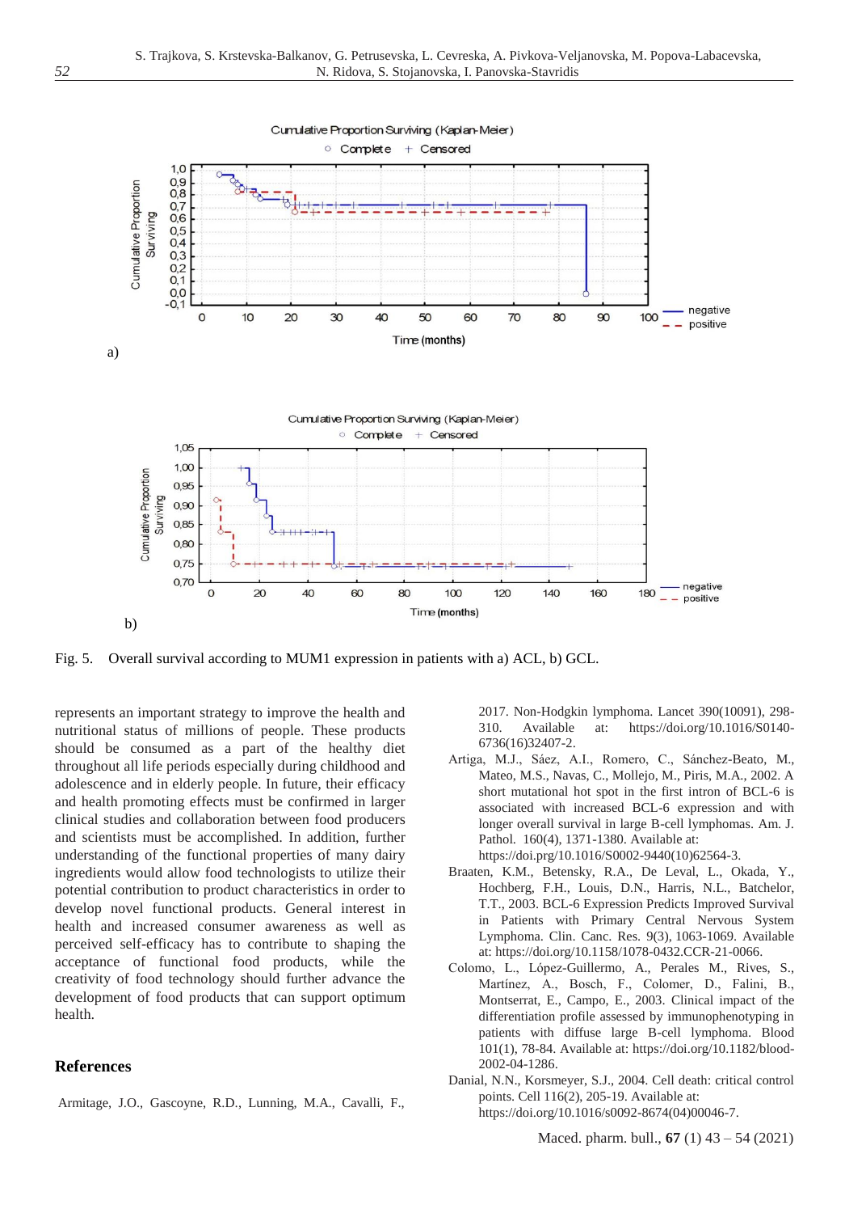Fig. 5. Overall survival according to MUM1 expression in patients with a) ACL, b) GCL.

represents an important strategy to improve the health and nutritional status of millions of people. These products should be consumed as a part of the healthy diet throughout all life periods especially during childhood and adolescence and in elderly people. In future, their efficacy and health promoting effects must be confirmed in larger clinical studies and collaboration between food producers and scientists must be accomplished. In addition, further understanding of the functional properties of many dairy ingredients would allow food technologists to utilize their potential contribution to product characteristics in order to develop novel functional products. General interest in health and increased consumer awareness as well as perceived self-efficacy has to contribute to shaping the acceptance of functional food products, while the creativity of food technology should further advance the development of food products that can support optimum health.

## References

Armitage, J.O., Gascoyne, R.D., Lunning, M.A., Cavalli, F., 2017. Non-Hodgkin lymphoma. Lancet 390(10091), 298-310. Available at: https://doi.org/10.1016/S0140-6736(16)32407-2.

Artiga, M.J., Sáez, A.I., Romero, C., Sánchez-Beato, M., Mateo, M.S., Navas, C., Mollejo, M., Piris, M.A., 2002. A short mutational hot spot in the first intron of BCL-6 is associated with increased BCL-6 expression and with longer overall survival in large B-cell lymphomas. Am. J. Pathol. 160(4), 1371-1380. Available at: https://doi.prg/10.1016/S0002-9440(10)62564-3.

Braaten, K.M., Betensky, R.A., De Leval, L., Okada, Y., Hochberg, F.H., Louis, D.N., Harris, N.L., Batchelor, T.T., 2003. BCL-6 Expression Predicts Improved Survival in Patients with Primary Central Nervous System Lymphoma. Clin. Canc. Res. 9(3), 1063-1069. Available at: https://doi.org/10.1158/1078-0432.CCR-21-0066.

Colomo, L., López-Guillermo, A., Perales M., Rives, S., Martínez, A., Bosch, F., Colomer, D., Falini, B., Montserrat, E., Campo, E., 2003. Clinical impact of the differentiation profile assessed by immunophenotyping in patients with diffuse large B-cell lymphoma. Blood 101(1), 78-84. Available at: https://doi.org/10.1182/blood-2002-04-1286.

Danial, N.N., Korsmeyer, S.J., 2004. Cell death: critical control points. Cell 116(2), 205-19. Available at: https://doi.org/10.1016/s0092-8674(04)00046-7.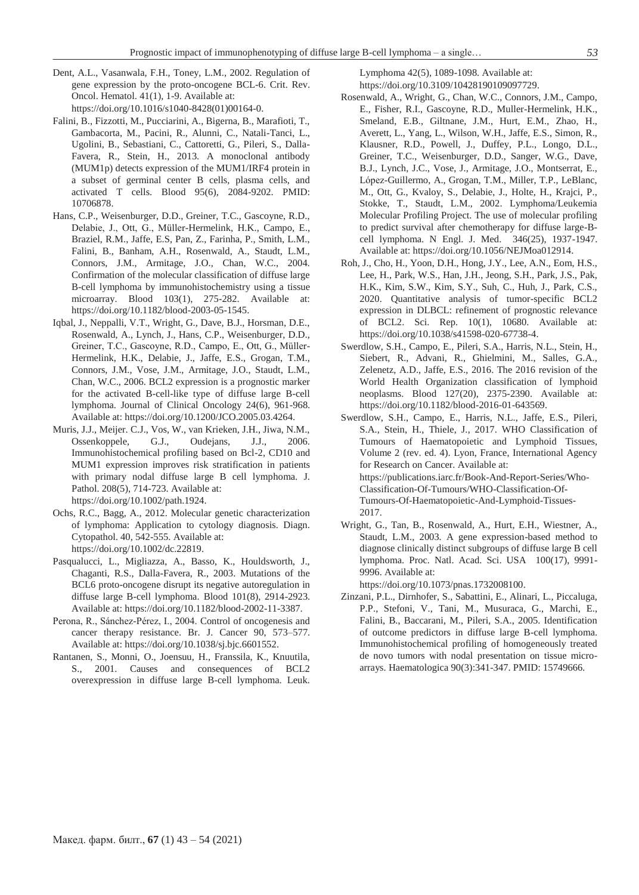Dent, A.L., Vasanwala, F.H., Toney, L.M., 2002. Regulation of gene expression by the proto-oncogene BCL-6. Crit. Rev. Oncol. Hematol. 41(1), 1-9. Available at: https://doi.org/10.1016/s1040-8428(01)00164-0.

Falini, B., Fizzotti, M., Pucciarini, A., Bigerna, B., Marafioti, T., Gambacorta, M., Pacini, R., Alunni, C., Natali-Tanci, L., Ugolini, B., Sebastiani, C., Cattoretti, G., Pileri, S., Dalla-Favera, R., Stein, H., 2013. A monoclonal antibody (MUM1p) detects expression of the MUM1/IRF4 protein in a subset of germinal center B cells, plasma cells, and activated T cells. Blood 95(6), 2084-9202. PMID: 10706878.

Hans, C.P., Weisenburger, D.D., Greiner, T.C., Gascoyne, R.D., Delabie, J., Ott, G., Müller-Hermelink, H.K., Campo, E., Braziel, R.M., Jaffe, E.S, Pan, Z., Farinha, P., Smith, L.M., Falini, B., Banham, A.H., Rosenwald, A., Staudt, L.M., Connors, J.M., Armitage, J.O., Chan, W.C., 2004. Confirmation of the molecular classification of diffuse large B-cell lymphoma by immunohistochemistry using a tissue microarray. Blood 103(1), 275-282. Available at: https://doi.org/10.1182/blood-2003-05-1545.

Iqbal, J., Neppalli, V.T., Wright, G., Dave, B.J., Horsman, D.E., Rosenwald, A., Lynch, J., Hans, C.P., Weisenburger, D.D., Greiner, T.C., Gascoyne, R.D., Campo, E., Ott, G., Müller-Hermelink, H.K., Delabie, J., Jaffe, E.S., Grogan, T.M., Connors, J.M., Vose, J.M., Armitage, J.O., Staudt, L.M., Chan, W.C., 2006. BCL2 expression is a prognostic marker for the activated B-cell-like type of diffuse large B-cell lymphoma. Journal of Clinical Oncology 24(6), 961-968. Available at: https://doi.org/10.1200/JCO.2005.03.4264.

Muris, J.J., Meijer. C.J., Vos, W., van Krieken, J.H., Jiwa, N.M., Ossenkoppele, G.J., Oudejans, J.J., 2006. Immunohistochemical profiling based on Bcl-2, CD10 and MUM1 expression improves risk stratification in patients with primary nodal diffuse large B cell lymphoma. J. Pathol. 208(5), 714-723. Available at: https://doi.org/10.1002/path.1924.

Ochs, R.C., Bagg, A., 2012. Molecular genetic characterization of lymphoma: Application to cytology diagnosis. Diagn. Cytopathol. 40, 542-555. Available at: https://doi.org/10.1002/dc.22819.

Pasqualucci, L., Migliazza, A., Basso, K., Houldsworth, J., Chaganti, R.S., Dalla-Favera, R., 2003. Mutations of the BCL6 proto-oncogene disrupt its negative autoregulation in diffuse large B-cell lymphoma. Blood 101(8), 2914-2923. Available at: https://doi.org/10.1182/blood-2002-11-3387.

Perona, R., Sánchez-Pérez, I., 2004. Control of oncogenesis and cancer therapy resistance. Br. J. Cancer 90, 573–577. Available at: https://doi.org/10.1038/sj.bjc.6601552.

Rantanen, S., Monni, O., Joensuu, H., Franssila, K., Knuutila, S., 2001. Causes and consequences of BCL2 overexpression in diffuse large B-cell lymphoma. Leuk. Lymphoma 42(5), 1089-1098. Available at: https://doi.org/10.3109/10428190109097729.

Rosenwald, A., Wright, G., Chan, W.C., Connors, J.M., Campo, E., Fisher, R.I., Gascoyne, R.D., Muller-Hermelink, H.K., Smeland, E.B., Giltnane, J.M., Hurt, E.M., Zhao, H., Averett, L., Yang, L., Wilson, W.H., Jaffe, E.S., Simon, R., Klausner, R.D., Powell, J., Duffey, P.L., Longo, D.L., Greiner, T.C., Weisenburger, D.D., Sanger, W.G., Dave, B.J., Lynch, J.C., Vose, J., Armitage, J.O., Montserrat, E., López-Guillermo, A., Grogan, T.M., Miller, T.P., LeBlanc, M., Ott, G., Kvaloy, S., Delabie, J., Holte, H., Krajci, P., Stokke, T., Staudt, L.M., 2002. Lymphoma/Leukemia Molecular Profiling Project. The use of molecular profiling to predict survival after chemotherapy for diffuse large-B-cell lymphoma. N Engl. J. Med. 346(25), 1937-1947. Available at: https://doi.org/10.1056/NEJMoa012914.

Roh, J., Cho, H., Yoon, D.H., Hong, J.Y., Lee, A.N., Eom, H.S., Lee, H., Park, W.S., Han, J.H., Jeong, S.H., Park, J.S., Pak, H.K., Kim, S.W., Kim, S.Y., Suh, C., Huh, J., Park, C.S., 2020. Quantitative analysis of tumor-specific BCL2 expression in DLBCL: refinement of prognostic relevance of BCL2. Sci. Rep. 10(1), 10680. Available at: https://doi.org/10.1038/s41598-020-67738-4.

Swerdlow, S.H., Campo, E., Pileri, S.A., Harris, N.L., Stein, H., Siebert, R., Advani, R., Ghielmini, M., Salles, G.A., Zelenetz, A.D., Jaffe, E.S., 2016. The 2016 revision of the World Health Organization classification of lymphoid neoplasms. Blood 127(20), 2375-2390. Available at: https://doi.org/10.1182/blood-2016-01-643569.

Swerdlow, S.H., Campo, E., Harris, N.L., Jaffe, E.S., Pileri, S.A., Stein, H., Thiele, J., 2017. WHO Classification of Tumours of Haematopoietic and Lymphoid Tissues, Volume 2 (rev. ed. 4). Lyon, France, International Agency for Research on Cancer. Available at: https://publications.iarc.fr/Book-And-Report-Series/Who-Classification-Of-Tumours/WHO-Classification-Of-Tumours-Of-Haematopoietic-And-Lymphoid-Tissues-2017.

Wright, G., Tan, B., Rosenwald, A., Hurt, E.H., Wiestner, A., Staudt, L.M., 2003. A gene expression-based method to diagnose clinically distinct subgroups of diffuse large B cell lymphoma. Proc. Natl. Acad. Sci. USA 100(17), 9991-9996. Available at: https://doi.org/10.1073/pnas.1732008100.

Zinzani, P.L., Dirnhofer, S., Sabattini, E., Alinari, L., Piccaluga, P.P., Stefoni, V., Tani, M., Musuraca, G., Marchi, E., Falini, B., Baccarani, M., Pileri, S.A., 2005. Identification of outcome predictors in diffuse large B-cell lymphoma. Immunohistochemical profiling of homogeneously treated de novo tumors with nodal presentation on tissue micro-arrays. Haematologica 90(3):341-347. PMID: 15749666.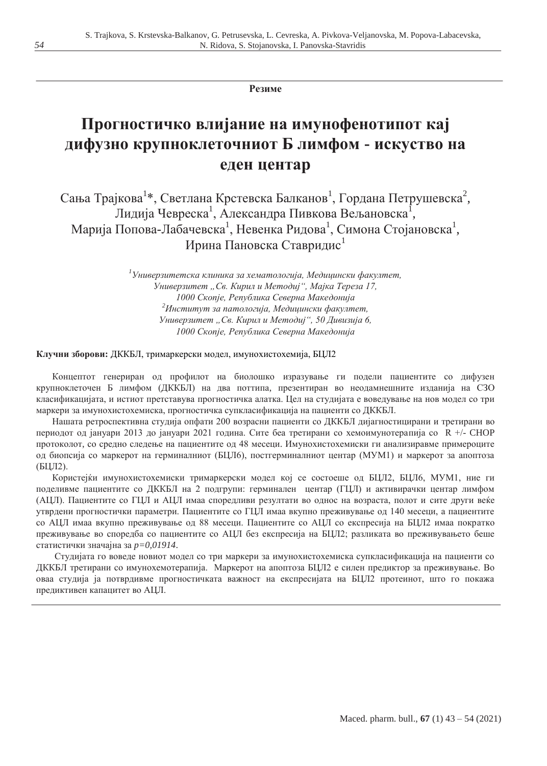**Резиме**

# Прогностичко влијание на имунофенотипот кај дифузно крупноклеточниот Б лимфом - искуство на еден центар

Сања Трајкова[1]*, Светлана Крстевска Балканов[1], Гордана Петрушевска[2], Лидија Чевреска[1], Александра Пивкова Вељановска[1], Марија Попова-Лабачевска[1], Невенка Ридова[1], Симона Стојановска[1], Ирина Пановска Ставридис[1]

*[1]Универзитетска клиника за хематологија, Медицински факултет, Универзитет „Св. Кирил и Методиј", Мајка Тереза 17, 1000 Скопје, Република Северна Македонија*
*[2]Институт за патологија, Медицински факултет, Универзитет „Св. Кирил и Методиј", 50 Дивизија 6, 1000 Скопје, Република Северна Македонија*

**Клучни зборови:** ДККБЛ, тримаркерски модел, имунохистохемија, БЦЛ2

Концептот генериран од профилот на биолошко изразување ги подели пациентите со дифузен крупноклеточен Б лимфом (ДККБЛ) на два поттипа, презентиран во неодамнешните изданија на СЗО класификацијата, и истиот претставува прогностичка алатка. Цел на студијата е воведување на нов модел со три маркери за имунохистохемиска, прогностичка супкласификација на пациенти со ДККБЛ.

Нашата ретроспективна студија опфати 200 возрасни пациенти со ДККБЛ дијагностицирани и третирани во периодот од јануари 2013 до јануари 2021 година. Сите беа третирани со хемоимунотерапија со R +/- CHOP протоколот, со средно следење на пациентите од 48 месеци. Имунохистохемиски ги анализиравме примероците од биопсија со маркерот на герминалниот (БЦЛ6), постгерминалниот центар (МУМ1) и маркерот за апоптоза (БЦЛ2).

Користејќи имунохистохемиски тримаркерски модел кој се состоеше од БЦЛ2, БЦЛ6, МУМ1, ние ги поделивме пациентите со ДККБЛ на 2 подгрупи: герминален центар (ГЦЛ) и активирачки центар лимфом (АЦЛ). Пациентите со ГЦЛ и АЦЛ имаа споредливи резултати во однос на возраста, полот и сите други веќе утврдени прогностички параметри. Пациентите со ГЦЛ имаа вкупно преживување од 140 месеци, а пациентите со АЦЛ имаа вкупно преживување од 88 месеци. Пациентите со АЦЛ со експресија на БЦЛ2 имаа пократко преживување во споредба со пациентите со АЦЛ без експресија на БЦЛ2; разликата во преживувањето беше статистички значајна за *p=0,01914*.

Студијата го воведе новиот модел со три маркери за имунохистохемиска супкласификација на пациенти со ДККБЛ третирани со имунохемотерапија. Маркерот на апоптоза БЦЛ2 е силен предиктор за преживување. Во оваа студија ја потврдивме прогностичката важност на експресијата на БЦЛ2 протеинот, што го покажа предиктивен капацитет во АЦЛ.